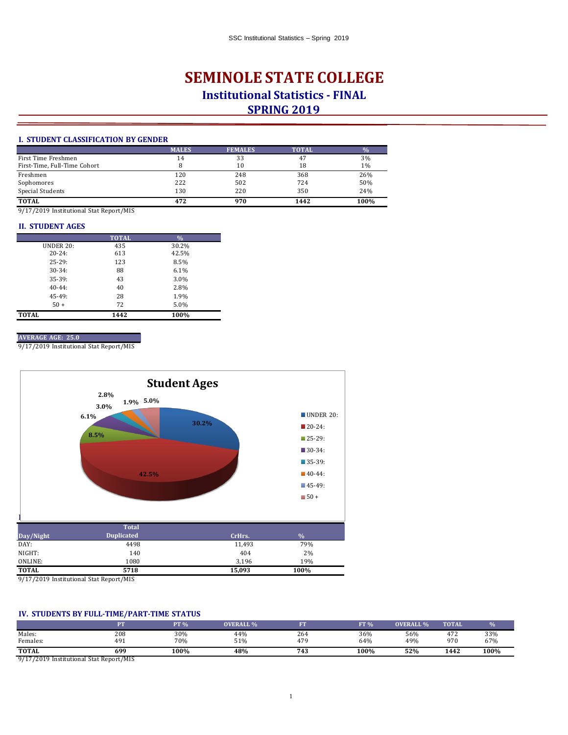# SEMINOLE STATE COLLEGE

## Institutional Statistics - FINAL

## SPRING 2019

### I. STUDENT CLASSIFICATION BY GENDER

| | MALES | FEMALES | TOTAL | % |
|---|---|---|---|---|
| First Time Freshmen | 14 | 33 | 47 | 3% |
| First-Time, Full-Time Cohort | 8 | 10 | 18 | 1% |
| Freshmen | 120 | 248 | 368 | 26% |
| Sophomores | 222 | 502 | 724 | 50% |
| Special Students | 130 | 220 | 350 | 24% |
| **TOTAL** | **472** | **970** | **1442** | **100%** |

9/17/2019 Institutional Stat Report/MIS

### II. STUDENT AGES

| | TOTAL | % |
|---|---|---|
| UNDER 20: | 435 | 30.2% |
| 20-24: | 613 | 42.5% |
| 25-29: | 123 | 8.5% |
| 30-34: | 88 | 6.1% |
| 35-39: | 43 | 3.0% |
| 40-44: | 40 | 2.8% |
| 45-49: | 28 | 1.9% |
| 50 + | 72 | 5.0% |
| **TOTAL** | **1442** | **100%** |

**AVERAGE AGE: 25.0**

9/17/2019 Institutional Stat Report/MIS

**Student Ages**

| Age | % |
|---|---|
| UNDER 20: | 30.2% |
| 20-24: | 42.5% |
| 25-29: | 8.5% |
| 30-34: | 6.1% |
| 35-39: | 3.0% |
| 40-44: | 2.8% |
| 45-49: | 1.9% |
| 50 + | 5.0% |

| Day/Night | Total Duplicated | CrHrs. | % |
|---|---|---|---|
| DAY: | 4498 | 11,493 | 79% |
| NIGHT: | 140 | 404 | 2% |
| ONLINE: | 1080 | 3,196 | 19% |
| **TOTAL** | **5718** | **15,093** | **100%** |

9/17/2019 Institutional Stat Report/MIS

### IV. STUDENTS BY FULL-TIME/PART-TIME STATUS

| | PT | PT % | OVERALL % | FT | FT % | OVERALL % | TOTAL | % |
|---|---|---|---|---|---|---|---|---|
| Males: | 208 | 30% | 44% | 264 | 36% | 56% | 472 | 33% |
| Females: | 491 | 70% | 51% | 479 | 64% | 49% | 970 | 67% |
| **TOTAL** | **699** | **100%** | **48%** | **743** | **100%** | **52%** | **1442** | **100%** |

9/17/2019 Institutional Stat Report/MIS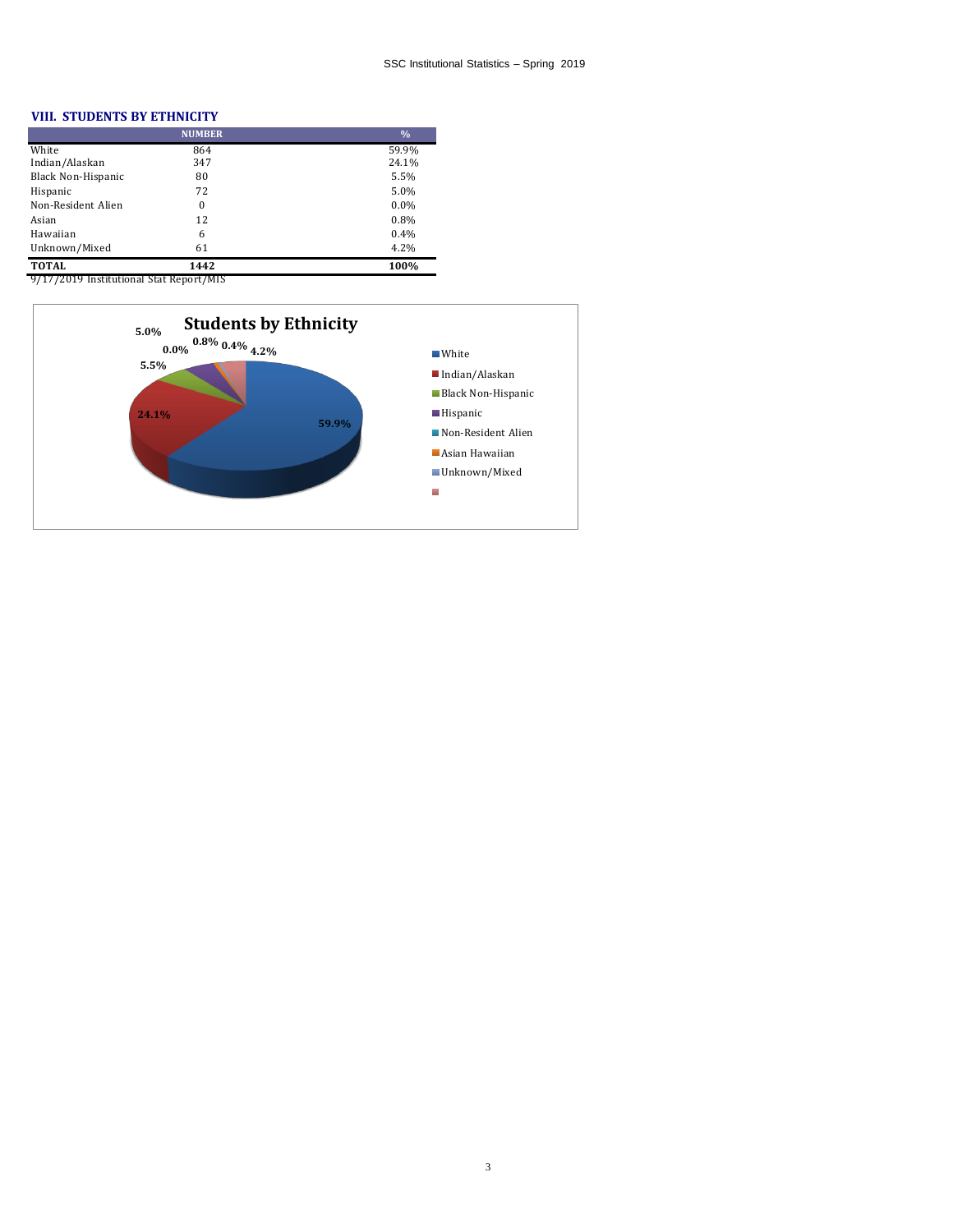## VIII. STUDENTS BY ETHNICITY

| | NUMBER | % |
|---|---|---|
| White | 864 | 59.9% |
| Indian/Alaskan | 347 | 24.1% |
| Black Non-Hispanic | 80 | 5.5% |
| Hispanic | 72 | 5.0% |
| Non-Resident Alien | 0 | 0.0% |
| Asian | 12 | 0.8% |
| Hawaiian | 6 | 0.4% |
| Unknown/Mixed | 61 | 4.2% |
| **TOTAL** | **1442** | **100%** |

9/17/2019 Institutional Stat Report/MIS

Students by Ethnicity

5.0%
0.0%
0.8%
0.4%
4.2%
5.5%
24.1%
59.9%

White
Indian/Alaskan
Black Non-Hispanic
Hispanic
Non-Resident Alien
Asian Hawaiian
Unknown/Mixed